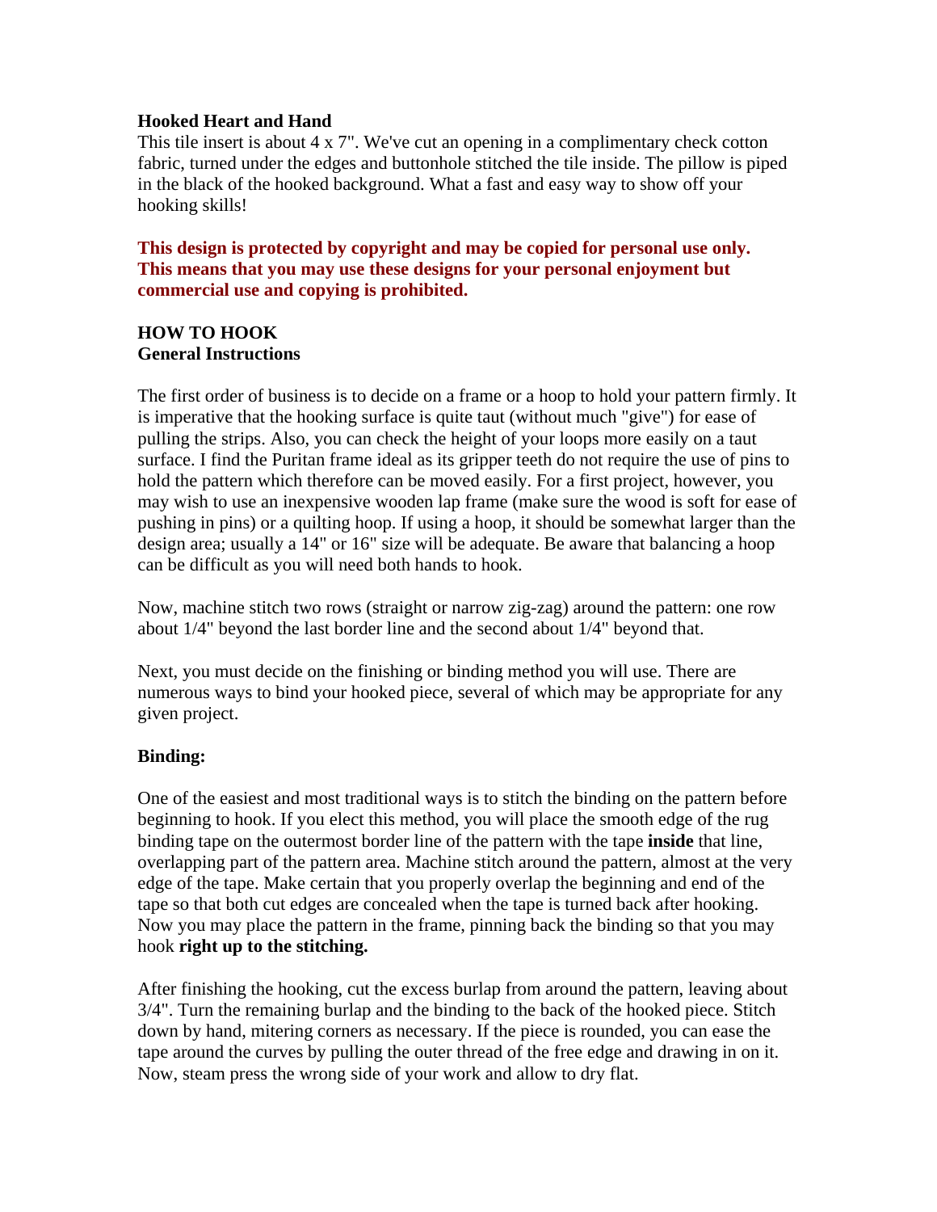**Hooked Heart and Hand**
This tile insert is about 4 x 7". We've cut an opening in a complimentary check cotton fabric, turned under the edges and buttonhole stitched the tile inside. The pillow is piped in the black of the hooked background. What a fast and easy way to show off your hooking skills!

**This design is protected by copyright and may be copied for personal use only. This means that you may use these designs for your personal enjoyment but commercial use and copying is prohibited.**

**HOW TO HOOK**
**General Instructions**

The first order of business is to decide on a frame or a hoop to hold your pattern firmly. It is imperative that the hooking surface is quite taut (without much "give") for ease of pulling the strips. Also, you can check the height of your loops more easily on a taut surface. I find the Puritan frame ideal as its gripper teeth do not require the use of pins to hold the pattern which therefore can be moved easily. For a first project, however, you may wish to use an inexpensive wooden lap frame (make sure the wood is soft for ease of pushing in pins) or a quilting hoop. If using a hoop, it should be somewhat larger than the design area; usually a 14" or 16" size will be adequate. Be aware that balancing a hoop can be difficult as you will need both hands to hook.

Now, machine stitch two rows (straight or narrow zig-zag) around the pattern: one row about 1/4" beyond the last border line and the second about 1/4" beyond that.

Next, you must decide on the finishing or binding method you will use. There are numerous ways to bind your hooked piece, several of which may be appropriate for any given project.

**Binding:**

One of the easiest and most traditional ways is to stitch the binding on the pattern before beginning to hook. If you elect this method, you will place the smooth edge of the rug binding tape on the outermost border line of the pattern with the tape **inside** that line, overlapping part of the pattern area. Machine stitch around the pattern, almost at the very edge of the tape. Make certain that you properly overlap the beginning and end of the tape so that both cut edges are concealed when the tape is turned back after hooking. Now you may place the pattern in the frame, pinning back the binding so that you may hook **right up to the stitching.**

After finishing the hooking, cut the excess burlap from around the pattern, leaving about 3/4". Turn the remaining burlap and the binding to the back of the hooked piece. Stitch down by hand, mitering corners as necessary. If the piece is rounded, you can ease the tape around the curves by pulling the outer thread of the free edge and drawing in on it. Now, steam press the wrong side of your work and allow to dry flat.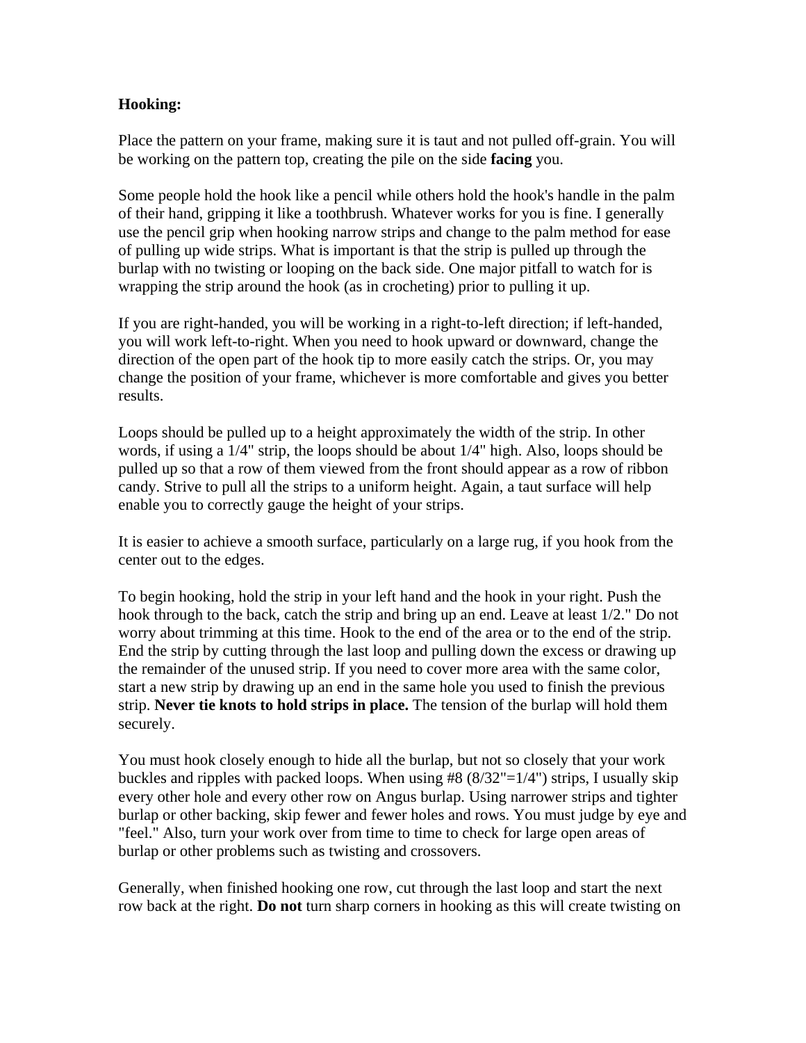**Hooking:**

Place the pattern on your frame, making sure it is taut and not pulled off-grain. You will be working on the pattern top, creating the pile on the side **facing** you.

Some people hold the hook like a pencil while others hold the hook's handle in the palm of their hand, gripping it like a toothbrush. Whatever works for you is fine. I generally use the pencil grip when hooking narrow strips and change to the palm method for ease of pulling up wide strips. What is important is that the strip is pulled up through the burlap with no twisting or looping on the back side. One major pitfall to watch for is wrapping the strip around the hook (as in crocheting) prior to pulling it up.

If you are right-handed, you will be working in a right-to-left direction; if left-handed, you will work left-to-right. When you need to hook upward or downward, change the direction of the open part of the hook tip to more easily catch the strips. Or, you may change the position of your frame, whichever is more comfortable and gives you better results.

Loops should be pulled up to a height approximately the width of the strip. In other words, if using a 1/4" strip, the loops should be about 1/4" high. Also, loops should be pulled up so that a row of them viewed from the front should appear as a row of ribbon candy. Strive to pull all the strips to a uniform height. Again, a taut surface will help enable you to correctly gauge the height of your strips.

It is easier to achieve a smooth surface, particularly on a large rug, if you hook from the center out to the edges.

To begin hooking, hold the strip in your left hand and the hook in your right. Push the hook through to the back, catch the strip and bring up an end. Leave at least 1/2." Do not worry about trimming at this time. Hook to the end of the area or to the end of the strip. End the strip by cutting through the last loop and pulling down the excess or drawing up the remainder of the unused strip. If you need to cover more area with the same color, start a new strip by drawing up an end in the same hole you used to finish the previous strip. **Never tie knots to hold strips in place.** The tension of the burlap will hold them securely.

You must hook closely enough to hide all the burlap, but not so closely that your work buckles and ripples with packed loops. When using #8 (8/32"=1/4") strips, I usually skip every other hole and every other row on Angus burlap. Using narrower strips and tighter burlap or other backing, skip fewer and fewer holes and rows. You must judge by eye and "feel." Also, turn your work over from time to time to check for large open areas of burlap or other problems such as twisting and crossovers.

Generally, when finished hooking one row, cut through the last loop and start the next row back at the right. **Do not** turn sharp corners in hooking as this will create twisting on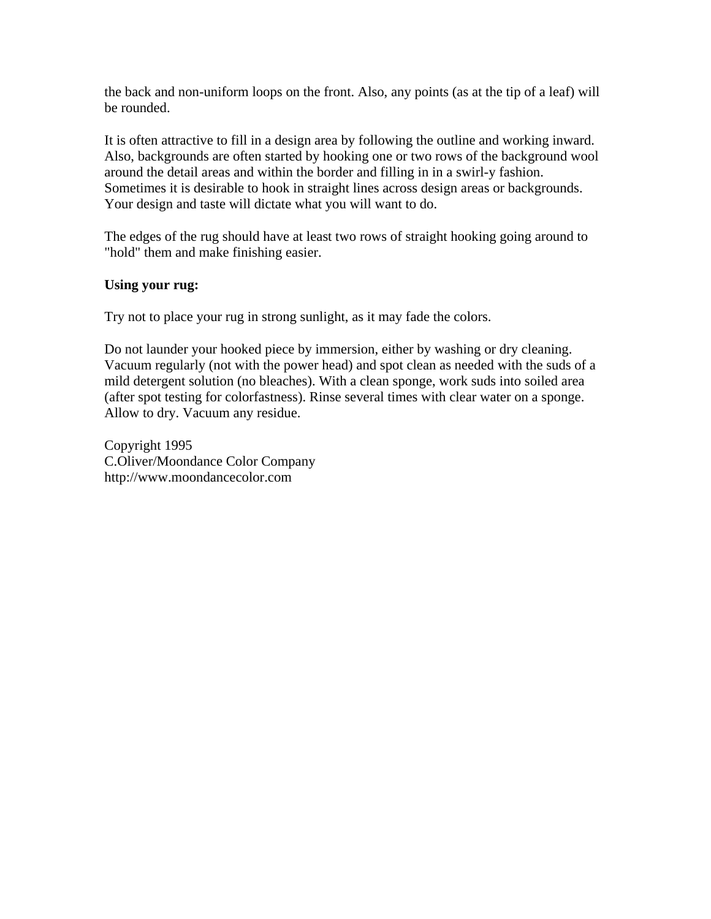the back and non-uniform loops on the front. Also, any points (as at the tip of a leaf) will be rounded.

It is often attractive to fill in a design area by following the outline and working inward. Also, backgrounds are often started by hooking one or two rows of the background wool around the detail areas and within the border and filling in in a swirl-y fashion. Sometimes it is desirable to hook in straight lines across design areas or backgrounds. Your design and taste will dictate what you will want to do.

The edges of the rug should have at least two rows of straight hooking going around to "hold" them and make finishing easier.

**Using your rug:**

Try not to place your rug in strong sunlight, as it may fade the colors.

Do not launder your hooked piece by immersion, either by washing or dry cleaning. Vacuum regularly (not with the power head) and spot clean as needed with the suds of a mild detergent solution (no bleaches). With a clean sponge, work suds into soiled area (after spot testing for colorfastness). Rinse several times with clear water on a sponge. Allow to dry. Vacuum any residue.

Copyright 1995
C.Oliver/Moondance Color Company
http://www.moondancecolor.com